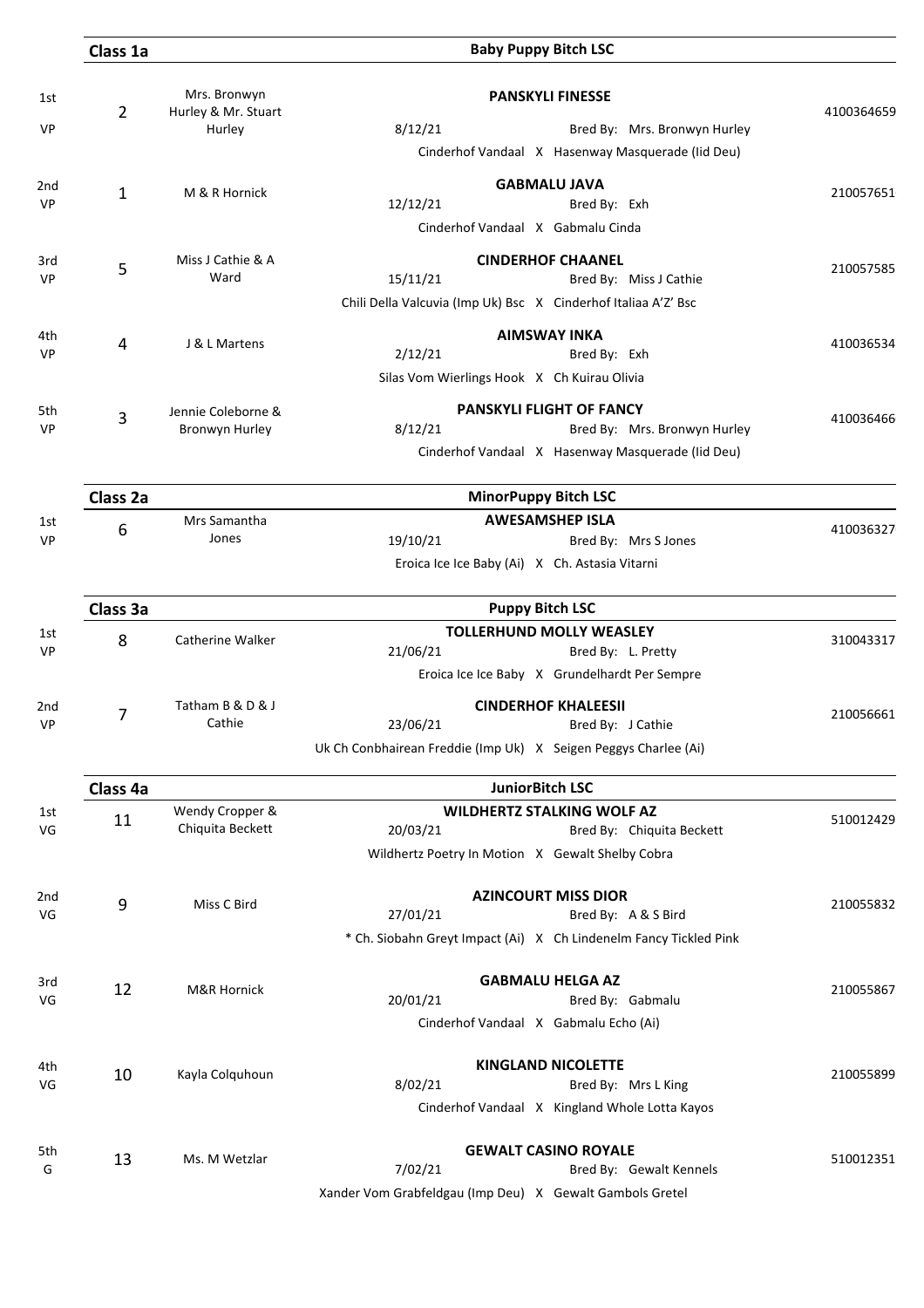## Class 1a — Baby Puppy Bitch LSC

| Place | Grade | No. | Exhibitor | Dog | DOB | Breeder | Sire X Dam | Reg. No. |
|---|---|---|---|---|---|---|---|---|
| 1st | VP | 2 | Mrs. Bronwyn Hurley & Mr. Stuart Hurley | PANSKYLI FINESSE | 8/12/21 | Bred By: Mrs. Bronwyn Hurley | Cinderhof Vandaal X Hasenway Masquerade (Iid Deu) | 4100364659 |
| 2nd | VP | 1 | M & R Hornick | GABMALU JAVA | 12/12/21 | Bred By: Exh | Cinderhof Vandaal X Gabmalu Cinda | 210057651 |
| 3rd | VP | 5 | Miss J Cathie & A Ward | CINDERHOF CHAANEL | 15/11/21 | Bred By: Miss J Cathie | Chili Della Valcuvia (Imp Uk) Bsc X Cinderhof Italiaa A'Z' Bsc | 210057585 |
| 4th | VP | 4 | J & L Martens | AIMSWAY INKA | 2/12/21 | Bred By: Exh | Silas Vom Wierlings Hook X Ch Kuirau Olivia | 410036534 |
| 5th | VP | 3 | Jennie Coleborne & Bronwyn Hurley | PANSKYLI FLIGHT OF FANCY | 8/12/21 | Bred By: Mrs. Bronwyn Hurley | Cinderhof Vandaal X Hasenway Masquerade (Iid Deu) | 410036466 |

## Class 2a — MinorPuppy Bitch LSC

| Place | Grade | No. | Exhibitor | Dog | DOB | Breeder | Sire X Dam | Reg. No. |
|---|---|---|---|---|---|---|---|---|
| 1st | VP | 6 | Mrs Samantha Jones | AWESAMSHEP ISLA | 19/10/21 | Bred By: Mrs S Jones | Eroica Ice Ice Baby (Ai) X Ch. Astasia Vitarni | 410036327 |

## Class 3a — Puppy Bitch LSC

| Place | Grade | No. | Exhibitor | Dog | DOB | Breeder | Sire X Dam | Reg. No. |
|---|---|---|---|---|---|---|---|---|
| 1st | VP | 8 | Catherine Walker | TOLLERHUND MOLLY WEASLEY | 21/06/21 | Bred By: L. Pretty | Eroica Ice Ice Baby X Grundelhardt Per Sempre | 310043317 |
| 2nd | VP | 7 | Tatham B & D & J Cathie | CINDERHOF KHALEESII | 23/06/21 | Bred By: J Cathie | Uk Ch Conbhairean Freddie (Imp Uk) X Seigen Peggys Charlee (Ai) | 210056661 |

## Class 4a — JuniorBitch LSC

| Place | Grade | No. | Exhibitor | Dog | DOB | Breeder | Sire X Dam | Reg. No. |
|---|---|---|---|---|---|---|---|---|
| 1st | VG | 11 | Wendy Cropper & Chiquita Beckett | WILDHERTZ STALKING WOLF AZ | 20/03/21 | Bred By: Chiquita Beckett | Wildhertz Poetry In Motion X Gewalt Shelby Cobra | 510012429 |
| 2nd | VG | 9 | Miss C Bird | AZINCOURT MISS DIOR | 27/01/21 | Bred By: A & S Bird | * Ch. Siobahn Greyt Impact (Ai) X Ch Lindenelm Fancy Tickled Pink | 210055832 |
| 3rd | VG | 12 | M&R Hornick | GABMALU HELGA AZ | 20/01/21 | Bred By: Gabmalu | Cinderhof Vandaal X Gabmalu Echo (Ai) | 210055867 |
| 4th | VG | 10 | Kayla Colquhoun | KINGLAND NICOLETTE | 8/02/21 | Bred By: Mrs L King | Cinderhof Vandaal X Kingland Whole Lotta Kayos | 210055899 |
| 5th | G | 13 | Ms. M Wetzlar | GEWALT CASINO ROYALE | 7/02/21 | Bred By: Gewalt Kennels | Xander Vom Grabfeldgau (Imp Deu) X Gewalt Gambols Gretel | 510012351 |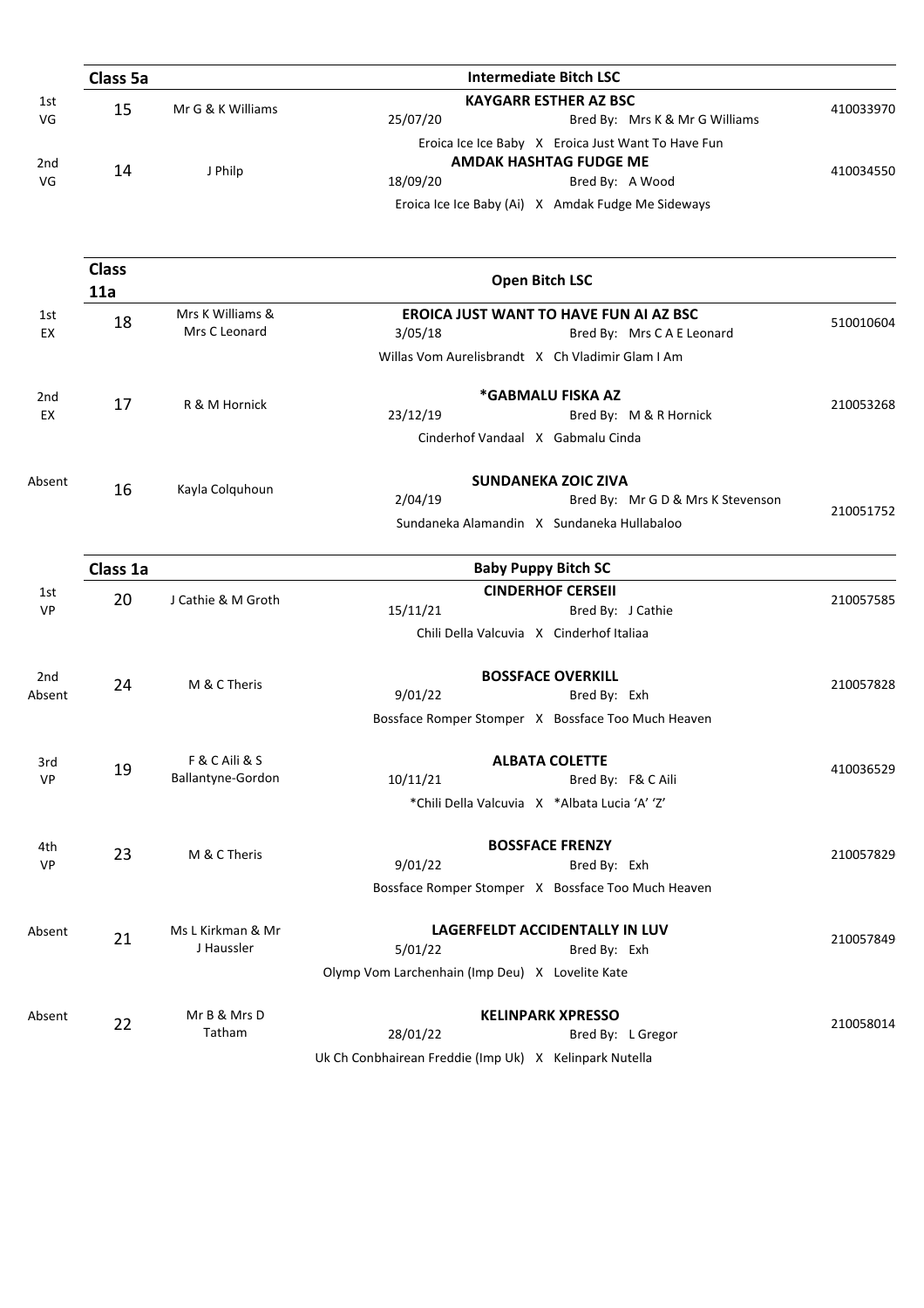## Class 5a — Intermediate Bitch LSC

| Place | No. | Exhibitor | Dog | Reg No. |
|---|---|---|---|---|
| 1st VG | 15 | Mr G & K Williams | **KAYGARR ESTHER AZ BSC**<br>25/07/20 Bred By: Mrs K & Mr G Williams<br>Eroica Ice Ice Baby X Eroica Just Want To Have Fun | 410033970 |
| 2nd VG | 14 | J Philp | **AMDAK HASHTAG FUDGE ME**<br>18/09/20 Bred By: A Wood<br>Eroica Ice Ice Baby (Ai) X Amdak Fudge Me Sideways | 410034550 |

## Class 11a — Open Bitch LSC

| Place | No. | Exhibitor | Dog | Reg No. |
|---|---|---|---|---|
| 1st EX | 18 | Mrs K Williams & Mrs C Leonard | **EROICA JUST WANT TO HAVE FUN AI AZ BSC**<br>3/05/18 Bred By: Mrs C A E Leonard<br>Willas Vom Aurelisbrandt X Ch Vladimir Glam I Am | 510010604 |
| 2nd EX | 17 | R & M Hornick | **\*GABMALU FISKA AZ**<br>23/12/19 Bred By: M & R Hornick<br>Cinderhof Vandaal X Gabmalu Cinda | 210053268 |
| Absent | 16 | Kayla Colquhoun | **SUNDANEKA ZOIC ZIVA**<br>2/04/19 Bred By: Mr G D & Mrs K Stevenson<br>Sundaneka Alamandin X Sundaneka Hullabaloo | 210051752 |

## Class 1a — Baby Puppy Bitch SC

| Place | No. | Exhibitor | Dog | Reg No. |
|---|---|---|---|---|
| 1st VP | 20 | J Cathie & M Groth | **CINDERHOF CERSEII**<br>15/11/21 Bred By: J Cathie<br>Chili Della Valcuvia X Cinderhof Italiaa | 210057585 |
| 2nd Absent | 24 | M & C Theris | **BOSSFACE OVERKILL**<br>9/01/22 Bred By: Exh<br>Bossface Romper Stomper X Bossface Too Much Heaven | 210057828 |
| 3rd VP | 19 | F & C Aili & S Ballantyne-Gordon | **ALBATA COLETTE**<br>10/11/21 Bred By: F& C Aili<br>\*Chili Della Valcuvia X \*Albata Lucia 'A' 'Z' | 410036529 |
| 4th VP | 23 | M & C Theris | **BOSSFACE FRENZY**<br>9/01/22 Bred By: Exh<br>Bossface Romper Stomper X Bossface Too Much Heaven | 210057829 |
| Absent | 21 | Ms L Kirkman & Mr J Haussler | **LAGERFELDT ACCIDENTALLY IN LUV**<br>5/01/22 Bred By: Exh<br>Olymp Vom Larchenhain (Imp Deu) X Lovelite Kate | 210057849 |
| Absent | 22 | Mr B & Mrs D Tatham | **KELINPARK XPRESSO**<br>28/01/22 Bred By: L Gregor<br>Uk Ch Conbhairean Freddie (Imp Uk) X Kelinpark Nutella | 210058014 |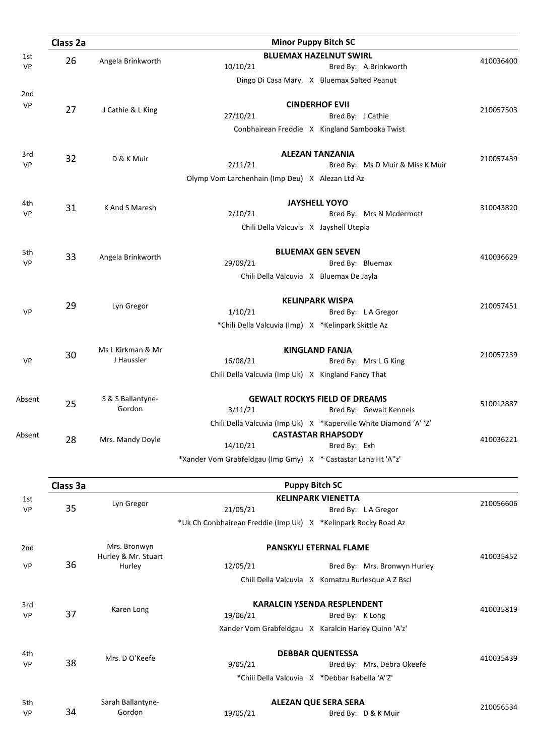| Class 2a | | Minor Puppy Bitch SC | |
|---|---|---|---|
| 1st VP | 26 | Angela Brinkworth | **BLUEMAX HAZELNUT SWIRL**<br>10/10/21 Bred By: A.Brinkworth<br>Dingo Di Casa Mary. X Bluemax Salted Peanut | 410036400 |
| 2nd VP | 27 | J Cathie & L King | **CINDERHOF EVII**<br>27/10/21 Bred By: J Cathie<br>Conbhairean Freddie X Kingland Sambooka Twist | 210057503 |
| 3rd VP | 32 | D & K Muir | **ALEZAN TANZANIA**<br>2/11/21 Bred By: Ms D Muir & Miss K Muir<br>Olymp Vom Larchenhain (Imp Deu) X Alezan Ltd Az | 210057439 |
| 4th VP | 31 | K And S Maresh | **JAYSHELL YOYO**<br>2/10/21 Bred By: Mrs N Mcdermott<br>Chili Della Valcuvis X Jayshell Utopia | 310043820 |
| 5th VP | 33 | Angela Brinkworth | **BLUEMAX GEN SEVEN**<br>29/09/21 Bred By: Bluemax<br>Chili Della Valcuvia X Bluemax De Jayla | 410036629 |
| VP | 29 | Lyn Gregor | **KELINPARK WISPA**<br>1/10/21 Bred By: L A Gregor<br>*Chili Della Valcuvia (Imp) X *Kelinpark Skittle Az | 210057451 |
| VP | 30 | Ms L Kirkman & Mr J Haussler | **KINGLAND FANJA**<br>16/08/21 Bred By: Mrs L G King<br>Chili Della Valcuvia (Imp Uk) X Kingland Fancy That | 210057239 |
| Absent | 25 | S & S Ballantyne-Gordon | **GEWALT ROCKYS FIELD OF DREAMS**<br>3/11/21 Bred By: Gewalt Kennels<br>Chili Della Valcuvia (Imp Uk) X *Kaperville White Diamond 'A' 'Z' | 510012887 |
| Absent | 28 | Mrs. Mandy Doyle | **CASTASTAR RHAPSODY**<br>14/10/21 Bred By: Exh<br>*Xander Vom Grabfeldgau (Imp Gmy) X * Castastar Lana Ht 'A''z' | 410036221 |

| Class 3a | | Puppy Bitch SC | |
|---|---|---|---|
| 1st VP | 35 | Lyn Gregor | **KELINPARK VIENETTA**<br>21/05/21 Bred By: L A Gregor<br>*Uk Ch Conbhairean Freddie (Imp Uk) X *Kelinpark Rocky Road Az | 210056606 |
| 2nd VP | 36 | Mrs. Bronwyn Hurley & Mr. Stuart Hurley | **PANSKYLI ETERNAL FLAME**<br>12/05/21 Bred By: Mrs. Bronwyn Hurley<br>Chili Della Valcuvia X Komatzu Burlesque A Z Bscl | 410035452 |
| 3rd VP | 37 | Karen Long | **KARALCIN YSENDA RESPLENDENT**<br>19/06/21 Bred By: K Long<br>Xander Vom Grabfeldgau X Karalcin Harley Quinn 'A'z' | 410035819 |
| 4th VP | 38 | Mrs. D O'Keefe | **DEBBAR QUENTESSA**<br>9/05/21 Bred By: Mrs. Debra Okeefe<br>*Chili Della Valcuvia X *Debbar Isabella 'A"Z' | 410035439 |
| 5th VP | 34 | Sarah Ballantyne-Gordon | **ALEZAN QUE SERA SERA**<br>19/05/21 Bred By: D & K Muir | 210056534 |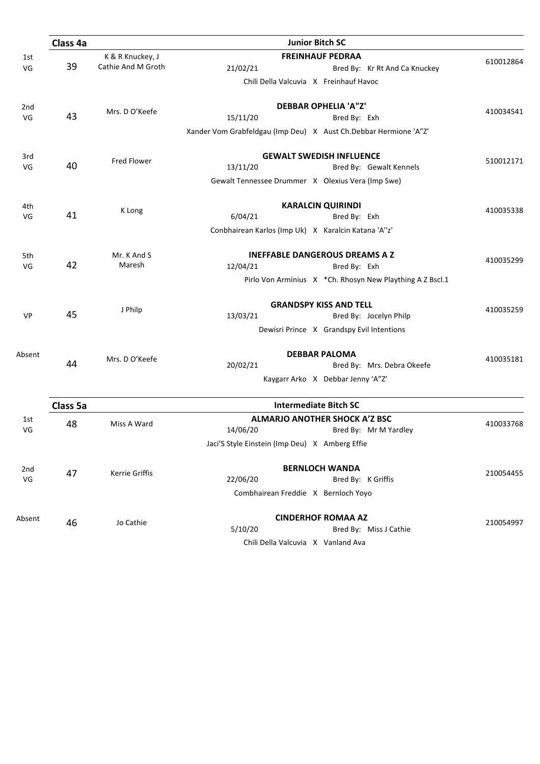## Class 4a — Junior Bitch SC

| Place | No. | Owner | Details | Reg. No. |
|---|---|---|---|---|
| 1st VG | 39 | K & R Knuckey, J Cathie And M Groth | **FREINHAUF PEDRAA**<br>21/02/21 Bred By: Kr Rt And Ca Knuckey<br>Chili Della Valcuvia X Freinhauf Havoc | 610012864 |
| 2nd VG | 43 | Mrs. D O'Keefe | **DEBBAR OPHELIA 'A"Z'**<br>15/11/20 Bred By: Exh<br>Xander Vom Grabfeldgau (Imp Deu) X Aust Ch.Debbar Hermione 'A"Z' | 410034541 |
| 3rd VG | 40 | Fred Flower | **GEWALT SWEDISH INFLUENCE**<br>13/11/20 Bred By: Gewalt Kennels<br>Gewalt Tennessee Drummer X Olexius Vera (Imp Swe) | 510012171 |
| 4th VG | 41 | K Long | **KARALCIN QUIRINDI**<br>6/04/21 Bred By: Exh<br>Conbhairean Karlos (Imp Uk) X Karalcin Katana 'A''z' | 410035338 |
| 5th VG | 42 | Mr. K And S Maresh | **INEFFABLE DANGEROUS DREAMS A Z**<br>12/04/21 Bred By: Exh<br>Pirlo Von Arminius X *Ch. Rhosyn New Plaything A Z Bscl.1 | 410035299 |
| VP | 45 | J Philp | **GRANDSPY KISS AND TELL**<br>13/03/21 Bred By: Jocelyn Philp<br>Dewisri Prince X Grandspy Evil Intentions | 410035259 |
| Absent | 44 | Mrs. D O'Keefe | **DEBBAR PALOMA**<br>20/02/21 Bred By: Mrs. Debra Okeefe<br>Kaygarr Arko X Debbar Jenny 'A"Z' | 410035181 |

## Class 5a — Intermediate Bitch SC

| Place | No. | Owner | Details | Reg. No. |
|---|---|---|---|---|
| 1st VG | 48 | Miss A Ward | **ALMARJO ANOTHER SHOCK A'Z BSC**<br>14/06/20 Bred By: Mr M Yardley<br>Jaci'S Style Einstein (Imp Deu) X Amberg Effie | 410033768 |
| 2nd VG | 47 | Kerrie Griffis | **BERNLOCH WANDA**<br>22/06/20 Bred By: K Griffis<br>Combhairean Freddie X Bernloch Yoyo | 210054455 |
| Absent | 46 | Jo Cathie | **CINDERHOF ROMAA AZ**<br>5/10/20 Bred By: Miss J Cathie<br>Chili Della Valcuvia X Vanland Ava | 210054997 |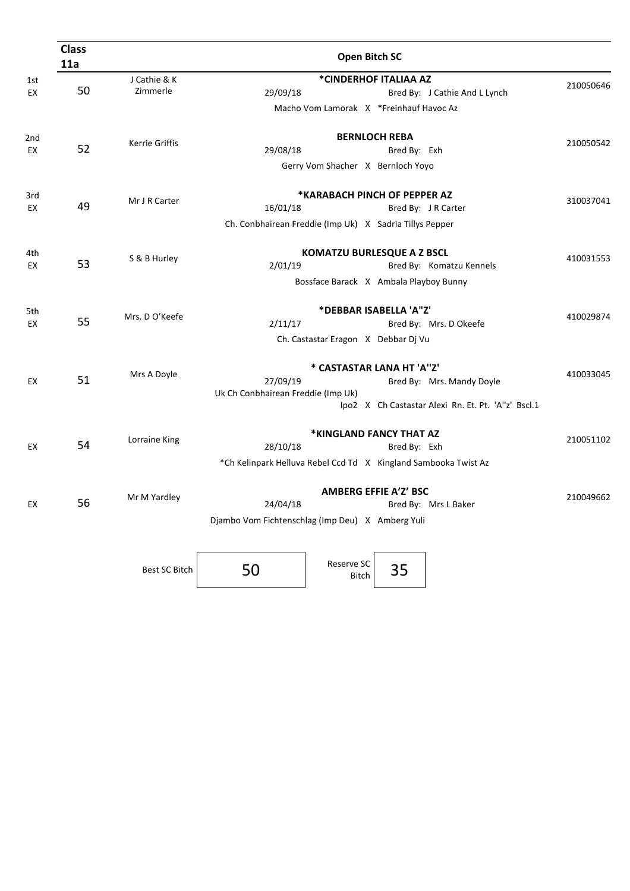## Class 11a — Open Bitch SC

| Place | No. | Exhibitor | Dog / DOB / Breeder / Pedigree | Reg. No. |
|---|---|---|---|---|
| 1st EX | 50 | J Cathie & K Zimmerle | **\*CINDERHOF ITALIAA AZ**<br>29/09/18 Bred By: J Cathie And L Lynch<br>Macho Vom Lamorak X \*Freinhauf Havoc Az | 210050646 |
| 2nd EX | 52 | Kerrie Griffis | **BERNLOCH REBA**<br>29/08/18 Bred By: Exh<br>Gerry Vom Shacher X Bernloch Yoyo | 210050542 |
| 3rd EX | 49 | Mr J R Carter | **\*KARABACH PINCH OF PEPPER AZ**<br>16/01/18 Bred By: J R Carter<br>Ch. Conbhairean Freddie (Imp Uk) X Sadria Tillys Pepper | 310037041 |
| 4th EX | 53 | S & B Hurley | **KOMATZU BURLESQUE A Z BSCL**<br>2/01/19 Bred By: Komatzu Kennels<br>Bossface Barack X Ambala Playboy Bunny | 410031553 |
| 5th EX | 55 | Mrs. D O'Keefe | **\*DEBBAR ISABELLA 'A"Z'**<br>2/11/17 Bred By: Mrs. D Okeefe<br>Ch. Castastar Eragon X Debbar Dj Vu | 410029874 |
| EX | 51 | Mrs A Doyle | **\* CASTASTAR LANA HT 'A"Z'**<br>27/09/19 Bred By: Mrs. Mandy Doyle<br>Uk Ch Conbhairean Freddie (Imp Uk) Ipo2 X Ch Castastar Alexi Rn. Et. Pt. 'A"z' Bscl.1 | 410033045 |
| EX | 54 | Lorraine King | **\*KINGLAND FANCY THAT AZ**<br>28/10/18 Bred By: Exh<br>\*Ch Kelinpark Helluva Rebel Ccd Td X Kingland Sambooka Twist Az | 210051102 |
| EX | 56 | Mr M Yardley | **AMBERG EFFIE A'Z' BSC**<br>24/04/18 Bred By: Mrs L Baker<br>Djambo Vom Fichtenschlag (Imp Deu) X Amberg Yuli | 210049662 |

| Best SC Bitch | 50 | Reserve SC Bitch | 35 |
|---|---|---|---|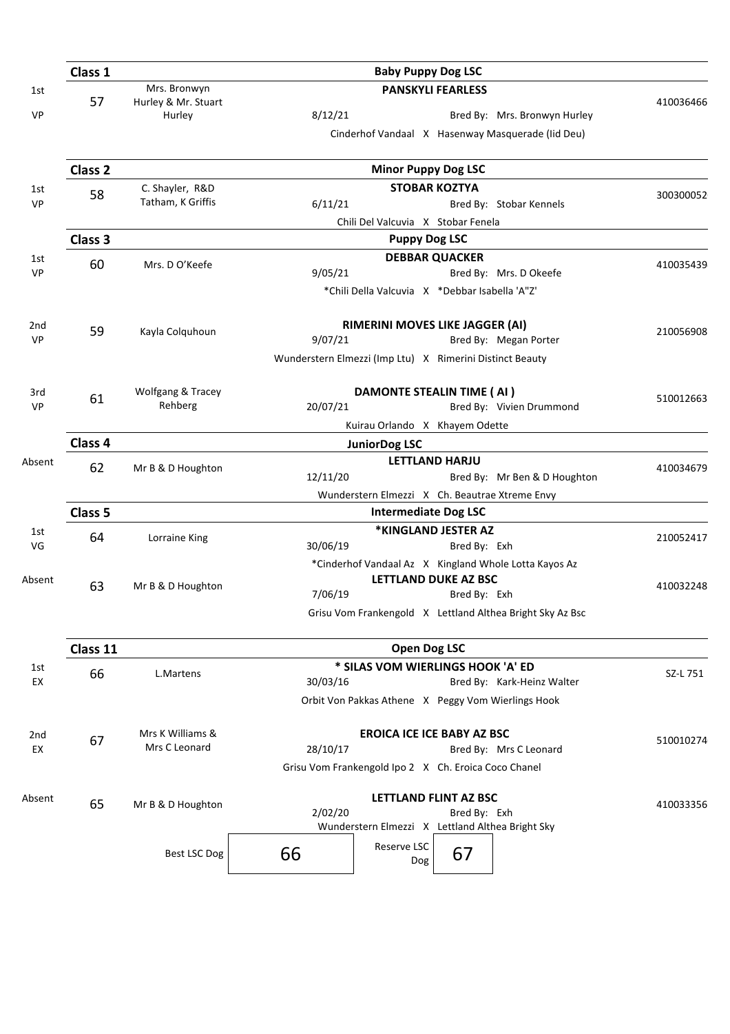## Class 1 — Baby Puppy Dog LSC

| Place | No. | Owner | Entry | Reg. No. |
|---|---|---|---|---|
| 1st VP | 57 | Mrs. Bronwyn Hurley & Mr. Stuart Hurley | **PANSKYLI FEARLESS**<br>8/12/21 Bred By: Mrs. Bronwyn Hurley<br>Cinderhof Vandaal X Hasenway Masquerade (Iid Deu) | 410036466 |

## Class 2 — Minor Puppy Dog LSC

| Place | No. | Owner | Entry | Reg. No. |
|---|---|---|---|---|
| 1st VP | 58 | C. Shayler, R&D Tatham, K Griffis | **STOBAR KOZTYA**<br>6/11/21 Bred By: Stobar Kennels<br>Chili Del Valcuvia X Stobar Fenela | 300300052 |

## Class 3 — Puppy Dog LSC

| Place | No. | Owner | Entry | Reg. No. |
|---|---|---|---|---|
| 1st VP | 60 | Mrs. D O'Keefe | **DEBBAR QUACKER**<br>9/05/21 Bred By: Mrs. D Okeefe<br>*Chili Della Valcuvia X *Debbar Isabella 'A"Z' | 410035439 |
| 2nd VP | 59 | Kayla Colquhoun | **RIMERINI MOVES LIKE JAGGER (AI)**<br>9/07/21 Bred By: Megan Porter<br>Wunderstern Elmezzi (Imp Ltu) X Rimerini Distinct Beauty | 210056908 |
| 3rd VP | 61 | Wolfgang & Tracey Rehberg | **DAMONTE STEALIN TIME ( AI )**<br>20/07/21 Bred By: Vivien Drummond<br>Kuirau Orlando X Khayem Odette | 510012663 |

## Class 4 — JuniorDog LSC

| Place | No. | Owner | Entry | Reg. No. |
|---|---|---|---|---|
| Absent | 62 | Mr B & D Houghton | **LETTLAND HARJU**<br>12/11/20 Bred By: Mr Ben & D Houghton<br>Wunderstern Elmezzi X Ch. Beautrae Xtreme Envy | 410034679 |

## Class 5 — Intermediate Dog LSC

| Place | No. | Owner | Entry | Reg. No. |
|---|---|---|---|---|
| 1st VG | 64 | Lorraine King | ***KINGLAND JESTER AZ**<br>30/06/19 Bred By: Exh<br>*Cinderhof Vandaal Az X Kingland Whole Lotta Kayos Az | 210052417 |
| Absent | 63 | Mr B & D Houghton | **LETTLAND DUKE AZ BSC**<br>7/06/19 Bred By: Exh<br>Grisu Vom Frankengold X Lettland Althea Bright Sky Az Bsc | 410032248 |

## Class 11 — Open Dog LSC

| Place | No. | Owner | Entry | Reg. No. |
|---|---|---|---|---|
| 1st EX | 66 | L.Martens | *** SILAS VOM WIERLINGS HOOK 'A' ED**<br>30/03/16 Bred By: Kark-Heinz Walter<br>Orbit Von Pakkas Athene X Peggy Vom Wierlings Hook | SZ-L 751 |
| 2nd EX | 67 | Mrs K Williams & Mrs C Leonard | **EROICA ICE ICE BABY AZ BSC**<br>28/10/17 Bred By: Mrs C Leonard<br>Grisu Vom Frankengold Ipo 2 X Ch. Eroica Coco Chanel | 510010274 |
| Absent | 65 | Mr B & D Houghton | **LETTLAND FLINT AZ BSC**<br>2/02/20 Bred By: Exh<br>Wunderstern Elmezzi X Lettland Althea Bright Sky | 410033356 |

| Best LSC Dog | 66 | Reserve LSC Dog | 67 |
|---|---|---|---|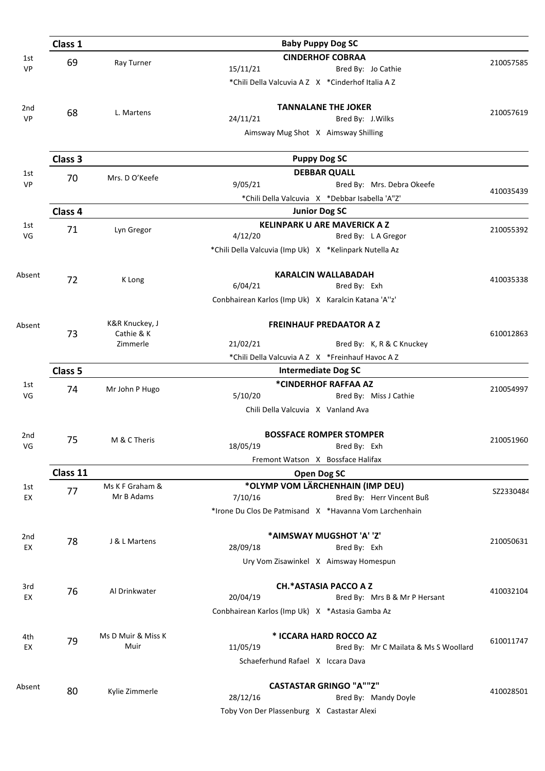## Class 1 — Baby Puppy Dog SC

| Place | No. | Exhibitor | Dog | Reg. No. |
|---|---|---|---|---|
| 1st VP | 69 | Ray Turner | **CINDERHOF COBRAA**<br>15/11/21 Bred By: Jo Cathie<br>*Chili Della Valcuvia A Z X *Cinderhof Italia A Z | 210057585 |
| 2nd VP | 68 | L. Martens | **TANNALANE THE JOKER**<br>24/11/21 Bred By: J.Wilks<br>Aimsway Mug Shot X Aimsway Shilling | 210057619 |

## Class 3 — Puppy Dog SC

| Place | No. | Exhibitor | Dog | Reg. No. |
|---|---|---|---|---|
| 1st VP | 70 | Mrs. D O'Keefe | **DEBBAR QUALL**<br>9/05/21 Bred By: Mrs. Debra Okeefe<br>*Chili Della Valcuvia X *Debbar Isabella 'A"Z' | 410035439 |

## Class 4 — Junior Dog SC

| Place | No. | Exhibitor | Dog | Reg. No. |
|---|---|---|---|---|
| 1st VG | 71 | Lyn Gregor | **KELINPARK U ARE MAVERICK A Z**<br>4/12/20 Bred By: L A Gregor<br>*Chili Della Valcuvia (Imp Uk) X *Kelinpark Nutella Az | 210055392 |
| Absent | 72 | K Long | **KARALCIN WALLABADAH**<br>6/04/21 Bred By: Exh<br>Conbhairean Karlos (Imp Uk) X Karalcin Katana 'A''z' | 410035338 |
| Absent | 73 | K&R Knuckey, J Cathie & K Zimmerle | **FREINHAUF PREDAATOR A Z**<br>21/02/21 Bred By: K, R & C Knuckey<br>*Chili Della Valcuvia A Z X *Freinhauf Havoc A Z | 610012863 |

## Class 5 — Intermediate Dog SC

| Place | No. | Exhibitor | Dog | Reg. No. |
|---|---|---|---|---|
| 1st VG | 74 | Mr John P Hugo | **\*CINDERHOF RAFFAA AZ**<br>5/10/20 Bred By: Miss J Cathie<br>Chili Della Valcuvia X Vanland Ava | 210054997 |
| 2nd VG | 75 | M & C Theris | **BOSSFACE ROMPER STOMPER**<br>18/05/19 Bred By: Exh<br>Fremont Watson X Bossface Halifax | 210051960 |

## Class 11 — Open Dog SC

| Place | No. | Exhibitor | Dog | Reg. No. |
|---|---|---|---|---|
| 1st EX | 77 | Ms K F Graham & Mr B Adams | **\*OLYMP VOM LÄRCHENHAIN (IMP DEU)**<br>7/10/16 Bred By: Herr Vincent Buß<br>*Irone Du Clos De Patmisand X *Havanna Vom Larchenhain | SZ2330484 |
| 2nd EX | 78 | J & L Martens | **\*AIMSWAY MUGSHOT 'A' 'Z'**<br>28/09/18 Bred By: Exh<br>Ury Vom Zisawinkel X Aimsway Homespun | 210050631 |
| 3rd EX | 76 | Al Drinkwater | **CH.\*ASTASIA PACCO A Z**<br>20/04/19 Bred By: Mrs B & Mr P Hersant<br>Conbhairean Karlos (Imp Uk) X *Astasia Gamba Az | 410032104 |
| 4th EX | 79 | Ms D Muir & Miss K Muir | **\* ICCARA HARD ROCCO AZ**<br>11/05/19 Bred By: Mr C Mailata & Ms S Woollard<br>Schaeferhund Rafael X Iccara Dava | 610011747 |
| Absent | 80 | Kylie Zimmerle | **CASTASTAR GRINGO "A""Z"**<br>28/12/16 Bred By: Mandy Doyle<br>Toby Von Der Plassenburg X Castastar Alexi | 410028501 |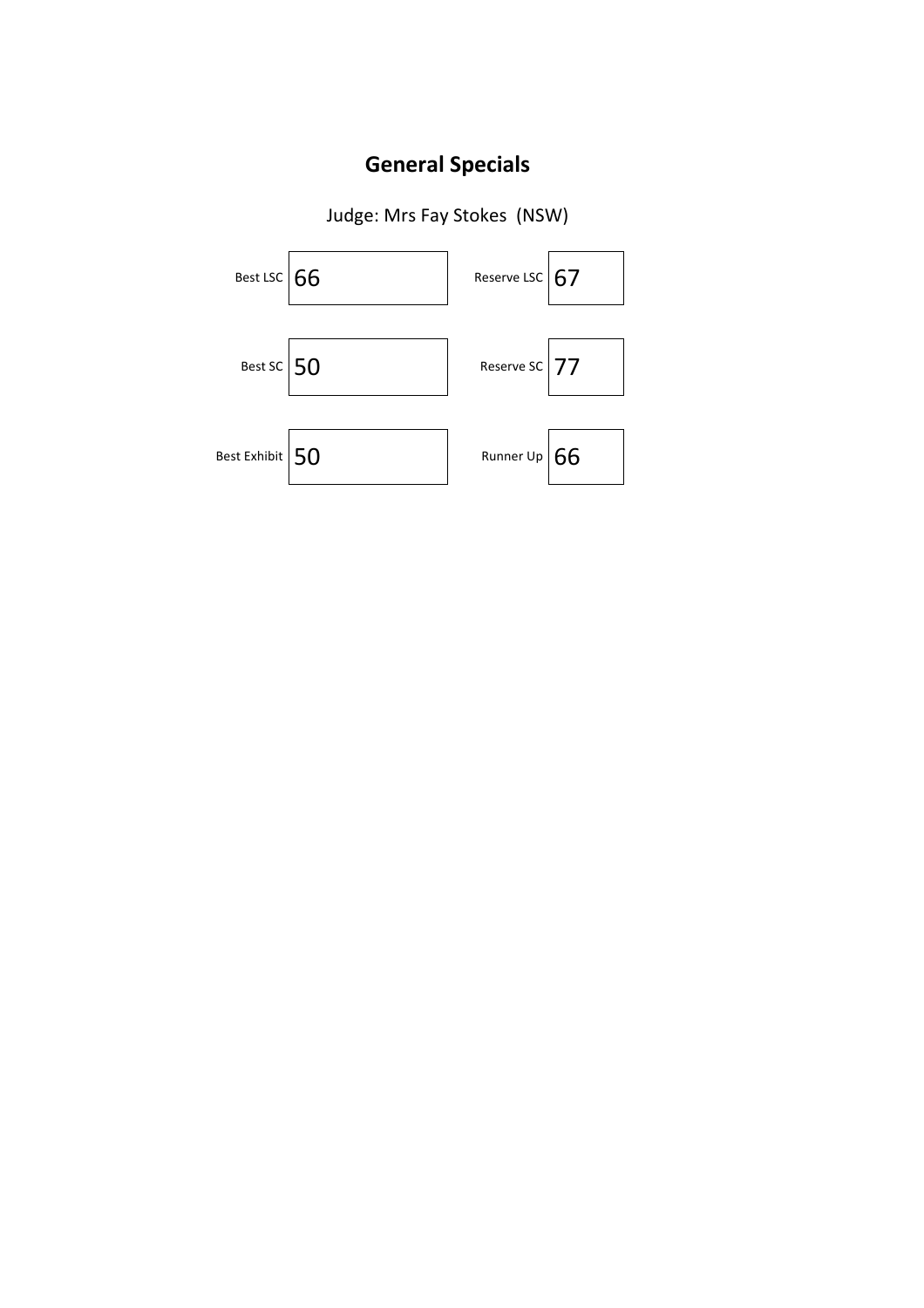# General Specials

Judge: Mrs Fay Stokes (NSW)

| | | | |
|---|---|---|---|
| Best LSC | 66 | Reserve LSC | 67 |
| Best SC | 50 | Reserve SC | 77 |
| Best Exhibit | 50 | Runner Up | 66 |